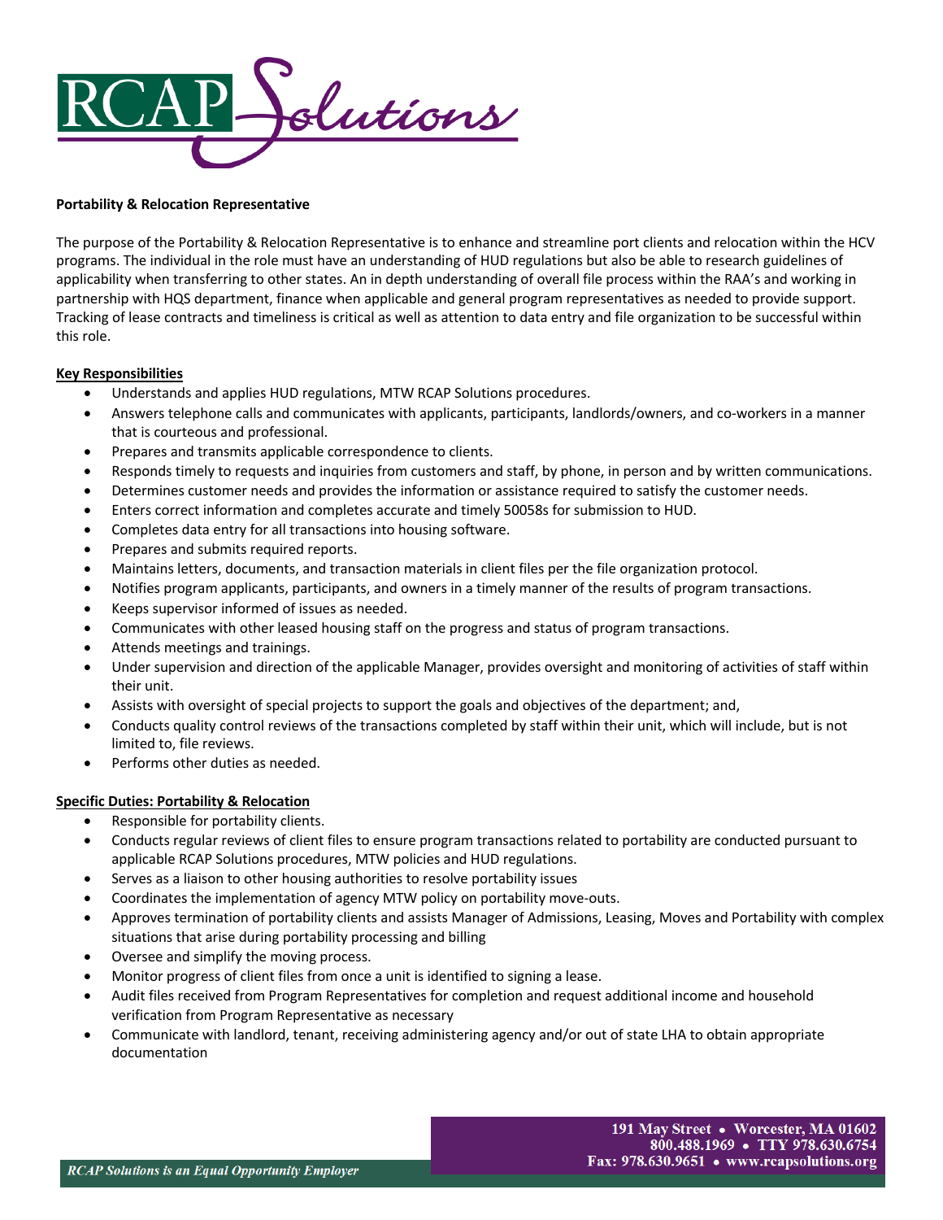**Portability & Relocation Representative**

The purpose of the Portability & Relocation Representative is to enhance and streamline port clients and relocation within the HCV programs. The individual in the role must have an understanding of HUD regulations but also be able to research guidelines of applicability when transferring to other states. An in depth understanding of overall file process within the RAA's and working in partnership with HQS department, finance when applicable and general program representatives as needed to provide support. Tracking of lease contracts and timeliness is critical as well as attention to data entry and file organization to be successful within this role.

**Key Responsibilities**

- Understands and applies HUD regulations, MTW RCAP Solutions procedures.
- Answers telephone calls and communicates with applicants, participants, landlords/owners, and co-workers in a manner that is courteous and professional.
- Prepares and transmits applicable correspondence to clients.
- Responds timely to requests and inquiries from customers and staff, by phone, in person and by written communications.
- Determines customer needs and provides the information or assistance required to satisfy the customer needs.
- Enters correct information and completes accurate and timely 50058s for submission to HUD.
- Completes data entry for all transactions into housing software.
- Prepares and submits required reports.
- Maintains letters, documents, and transaction materials in client files per the file organization protocol.
- Notifies program applicants, participants, and owners in a timely manner of the results of program transactions.
- Keeps supervisor informed of issues as needed.
- Communicates with other leased housing staff on the progress and status of program transactions.
- Attends meetings and trainings.
- Under supervision and direction of the applicable Manager, provides oversight and monitoring of activities of staff within their unit.
- Assists with oversight of special projects to support the goals and objectives of the department; and,
- Conducts quality control reviews of the transactions completed by staff within their unit, which will include, but is not limited to, file reviews.
- Performs other duties as needed.

**Specific Duties: Portability & Relocation**

- Responsible for portability clients.
- Conducts regular reviews of client files to ensure program transactions related to portability are conducted pursuant to applicable RCAP Solutions procedures, MTW policies and HUD regulations.
- Serves as a liaison to other housing authorities to resolve portability issues
- Coordinates the implementation of agency MTW policy on portability move-outs.
- Approves termination of portability clients and assists Manager of Admissions, Leasing, Moves and Portability with complex situations that arise during portability processing and billing
- Oversee and simplify the moving process.
- Monitor progress of client files from once a unit is identified to signing a lease.
- Audit files received from Program Representatives for completion and request additional income and household verification from Program Representative as necessary
- Communicate with landlord, tenant, receiving administering agency and/or out of state LHA to obtain appropriate documentation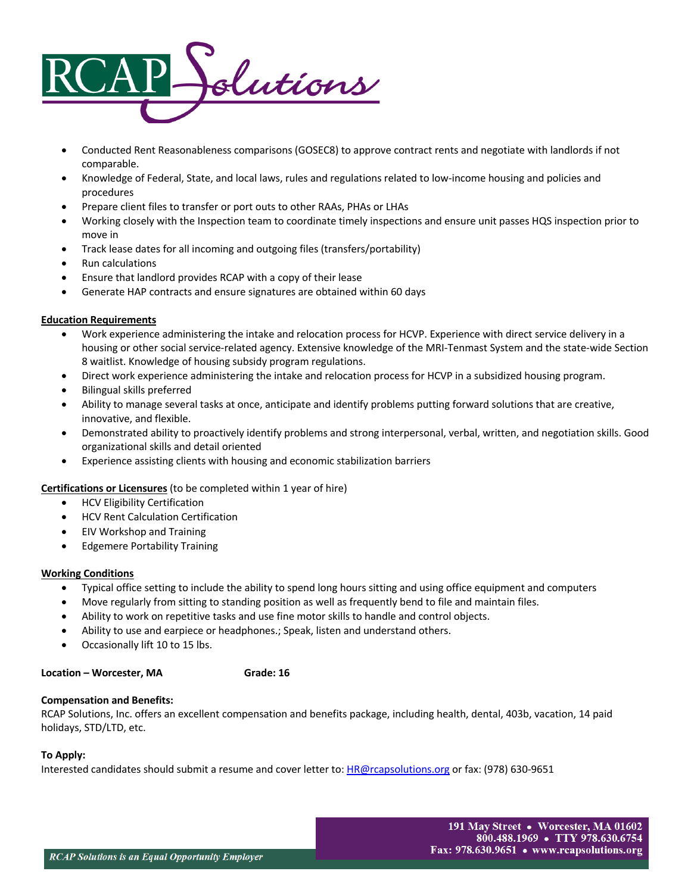- Conducted Rent Reasonableness comparisons (GOSEC8) to approve contract rents and negotiate with landlords if not comparable.
- Knowledge of Federal, State, and local laws, rules and regulations related to low-income housing and policies and procedures
- Prepare client files to transfer or port outs to other RAAs, PHAs or LHAs
- Working closely with the Inspection team to coordinate timely inspections and ensure unit passes HQS inspection prior to move in
- Track lease dates for all incoming and outgoing files (transfers/portability)
- Run calculations
- Ensure that landlord provides RCAP with a copy of their lease
- Generate HAP contracts and ensure signatures are obtained within 60 days

**Education Requirements**

- Work experience administering the intake and relocation process for HCVP. Experience with direct service delivery in a housing or other social service-related agency. Extensive knowledge of the MRI-Tenmast System and the state-wide Section 8 waitlist. Knowledge of housing subsidy program regulations.
- Direct work experience administering the intake and relocation process for HCVP in a subsidized housing program.
- Bilingual skills preferred
- Ability to manage several tasks at once, anticipate and identify problems putting forward solutions that are creative, innovative, and flexible.
- Demonstrated ability to proactively identify problems and strong interpersonal, verbal, written, and negotiation skills. Good organizational skills and detail oriented
- Experience assisting clients with housing and economic stabilization barriers

**Certifications or Licensures** (to be completed within 1 year of hire)

- HCV Eligibility Certification
- HCV Rent Calculation Certification
- EIV Workshop and Training
- Edgemere Portability Training

**Working Conditions**

- Typical office setting to include the ability to spend long hours sitting and using office equipment and computers
- Move regularly from sitting to standing position as well as frequently bend to file and maintain files.
- Ability to work on repetitive tasks and use fine motor skills to handle and control objects.
- Ability to use and earpiece or headphones.; Speak, listen and understand others.
- Occasionally lift 10 to 15 lbs.

**Location – Worcester, MA** **Grade: 16**

**Compensation and Benefits:**

RCAP Solutions, Inc. offers an excellent compensation and benefits package, including health, dental, 403b, vacation, 14 paid holidays, STD/LTD, etc.

**To Apply:**

Interested candidates should submit a resume and cover letter to: HR@rcapsolutions.org or fax: (978) 630-9651

*RCAP Solutions is an Equal Opportunity Employer*

191 May Street • Worcester, MA 01602
800.488.1969 • TTY 978.630.6754
Fax: 978.630.9651 • www.rcapsolutions.org